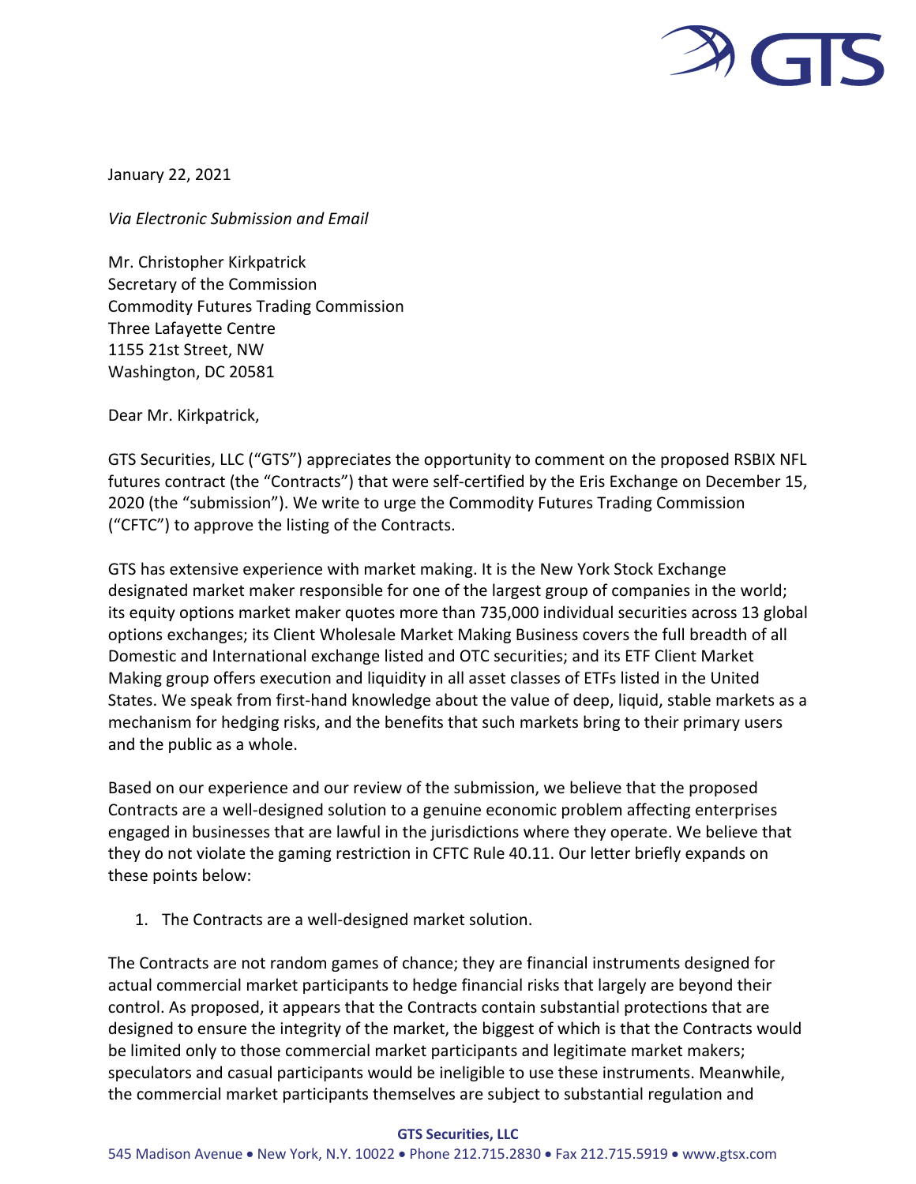January 22, 2021

*Via Electronic Submission and Email*

Mr. Christopher Kirkpatrick
Secretary of the Commission
Commodity Futures Trading Commission
Three Lafayette Centre
1155 21st Street, NW
Washington, DC 20581

Dear Mr. Kirkpatrick,

GTS Securities, LLC ("GTS") appreciates the opportunity to comment on the proposed RSBIX NFL futures contract (the "Contracts") that were self-certified by the Eris Exchange on December 15, 2020 (the "submission"). We write to urge the Commodity Futures Trading Commission ("CFTC") to approve the listing of the Contracts.

GTS has extensive experience with market making. It is the New York Stock Exchange designated market maker responsible for one of the largest group of companies in the world; its equity options market maker quotes more than 735,000 individual securities across 13 global options exchanges; its Client Wholesale Market Making Business covers the full breadth of all Domestic and International exchange listed and OTC securities; and its ETF Client Market Making group offers execution and liquidity in all asset classes of ETFs listed in the United States. We speak from first-hand knowledge about the value of deep, liquid, stable markets as a mechanism for hedging risks, and the benefits that such markets bring to their primary users and the public as a whole.

Based on our experience and our review of the submission, we believe that the proposed Contracts are a well-designed solution to a genuine economic problem affecting enterprises engaged in businesses that are lawful in the jurisdictions where they operate. We believe that they do not violate the gaming restriction in CFTC Rule 40.11. Our letter briefly expands on these points below:

1. The Contracts are a well-designed market solution.

The Contracts are not random games of chance; they are financial instruments designed for actual commercial market participants to hedge financial risks that largely are beyond their control. As proposed, it appears that the Contracts contain substantial protections that are designed to ensure the integrity of the market, the biggest of which is that the Contracts would be limited only to those commercial market participants and legitimate market makers; speculators and casual participants would be ineligible to use these instruments. Meanwhile, the commercial market participants themselves are subject to substantial regulation and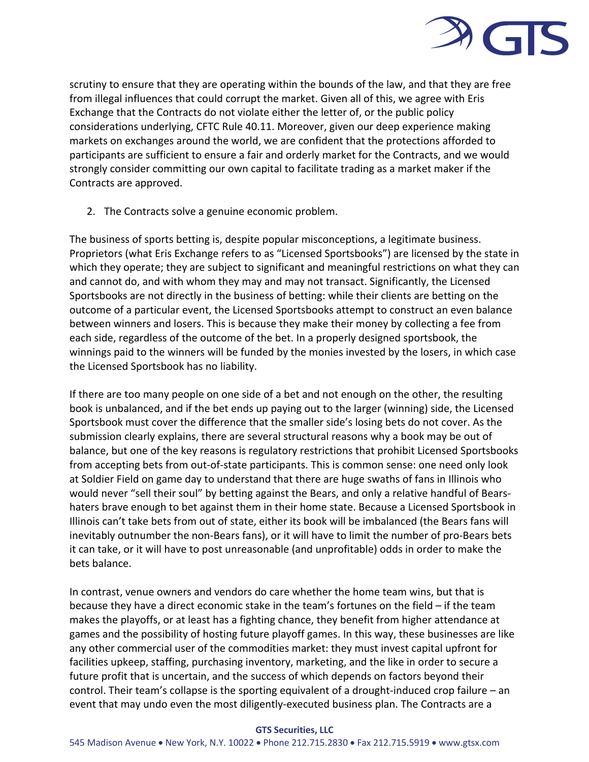scrutiny to ensure that they are operating within the bounds of the law, and that they are free from illegal influences that could corrupt the market. Given all of this, we agree with Eris Exchange that the Contracts do not violate either the letter of, or the public policy considerations underlying, CFTC Rule 40.11. Moreover, given our deep experience making markets on exchanges around the world, we are confident that the protections afforded to participants are sufficient to ensure a fair and orderly market for the Contracts, and we would strongly consider committing our own capital to facilitate trading as a market maker if the Contracts are approved.

2. The Contracts solve a genuine economic problem.

The business of sports betting is, despite popular misconceptions, a legitimate business. Proprietors (what Eris Exchange refers to as "Licensed Sportsbooks") are licensed by the state in which they operate; they are subject to significant and meaningful restrictions on what they can and cannot do, and with whom they may and may not transact. Significantly, the Licensed Sportsbooks are not directly in the business of betting: while their clients are betting on the outcome of a particular event, the Licensed Sportsbooks attempt to construct an even balance between winners and losers. This is because they make their money by collecting a fee from each side, regardless of the outcome of the bet. In a properly designed sportsbook, the winnings paid to the winners will be funded by the monies invested by the losers, in which case the Licensed Sportsbook has no liability.

If there are too many people on one side of a bet and not enough on the other, the resulting book is unbalanced, and if the bet ends up paying out to the larger (winning) side, the Licensed Sportsbook must cover the difference that the smaller side's losing bets do not cover. As the submission clearly explains, there are several structural reasons why a book may be out of balance, but one of the key reasons is regulatory restrictions that prohibit Licensed Sportsbooks from accepting bets from out-of-state participants. This is common sense: one need only look at Soldier Field on game day to understand that there are huge swaths of fans in Illinois who would never "sell their soul" by betting against the Bears, and only a relative handful of Bears-haters brave enough to bet against them in their home state. Because a Licensed Sportsbook in Illinois can't take bets from out of state, either its book will be imbalanced (the Bears fans will inevitably outnumber the non-Bears fans), or it will have to limit the number of pro-Bears bets it can take, or it will have to post unreasonable (and unprofitable) odds in order to make the bets balance.

In contrast, venue owners and vendors do care whether the home team wins, but that is because they have a direct economic stake in the team's fortunes on the field – if the team makes the playoffs, or at least has a fighting chance, they benefit from higher attendance at games and the possibility of hosting future playoff games. In this way, these businesses are like any other commercial user of the commodities market: they must invest capital upfront for facilities upkeep, staffing, purchasing inventory, marketing, and the like in order to secure a future profit that is uncertain, and the success of which depends on factors beyond their control. Their team's collapse is the sporting equivalent of a drought-induced crop failure – an event that may undo even the most diligently-executed business plan. The Contracts are a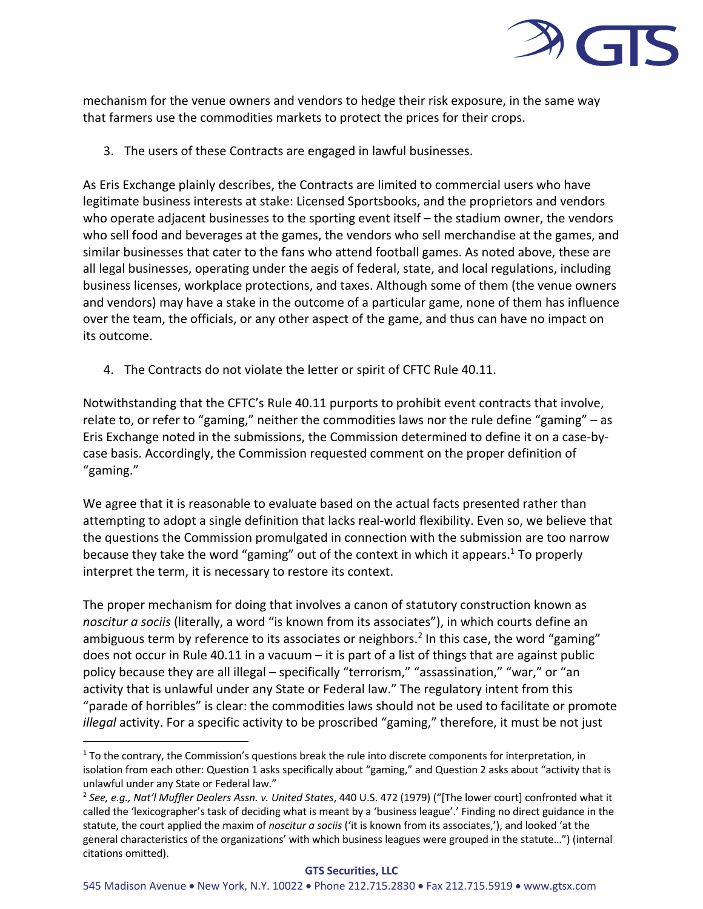mechanism for the venue owners and vendors to hedge their risk exposure, in the same way that farmers use the commodities markets to protect the prices for their crops.

3. The users of these Contracts are engaged in lawful businesses.

As Eris Exchange plainly describes, the Contracts are limited to commercial users who have legitimate business interests at stake: Licensed Sportsbooks, and the proprietors and vendors who operate adjacent businesses to the sporting event itself – the stadium owner, the vendors who sell food and beverages at the games, the vendors who sell merchandise at the games, and similar businesses that cater to the fans who attend football games. As noted above, these are all legal businesses, operating under the aegis of federal, state, and local regulations, including business licenses, workplace protections, and taxes. Although some of them (the venue owners and vendors) may have a stake in the outcome of a particular game, none of them has influence over the team, the officials, or any other aspect of the game, and thus can have no impact on its outcome.

4. The Contracts do not violate the letter or spirit of CFTC Rule 40.11.

Notwithstanding that the CFTC's Rule 40.11 purports to prohibit event contracts that involve, relate to, or refer to "gaming," neither the commodities laws nor the rule define "gaming" – as Eris Exchange noted in the submissions, the Commission determined to define it on a case-by-case basis. Accordingly, the Commission requested comment on the proper definition of "gaming."

We agree that it is reasonable to evaluate based on the actual facts presented rather than attempting to adopt a single definition that lacks real-world flexibility. Even so, we believe that the questions the Commission promulgated in connection with the submission are too narrow because they take the word "gaming" out of the context in which it appears.[1] To properly interpret the term, it is necessary to restore its context.

The proper mechanism for doing that involves a canon of statutory construction known as *noscitur a sociis* (literally, a word "is known from its associates"), in which courts define an ambiguous term by reference to its associates or neighbors.[2] In this case, the word "gaming" does not occur in Rule 40.11 in a vacuum – it is part of a list of things that are against public policy because they are all illegal – specifically "terrorism," "assassination," "war," or "an activity that is unlawful under any State or Federal law." The regulatory intent from this "parade of horribles" is clear: the commodities laws should not be used to facilitate or promote *illegal* activity. For a specific activity to be proscribed "gaming," therefore, it must be not just

---

[1] To the contrary, the Commission's questions break the rule into discrete components for interpretation, in isolation from each other: Question 1 asks specifically about "gaming," and Question 2 asks about "activity that is unlawful under any State or Federal law."

[2] *See, e.g., Nat'l Muffler Dealers Assn. v. United States*, 440 U.S. 472 (1979) ("[The lower court] confronted what it called the 'lexicographer's task of deciding what is meant by a 'business league'.' Finding no direct guidance in the statute, the court applied the maxim of *noscitur a sociis* ('it is known from its associates,'), and looked 'at the general characteristics of the organizations' with which business leagues were grouped in the statute…") (internal citations omitted).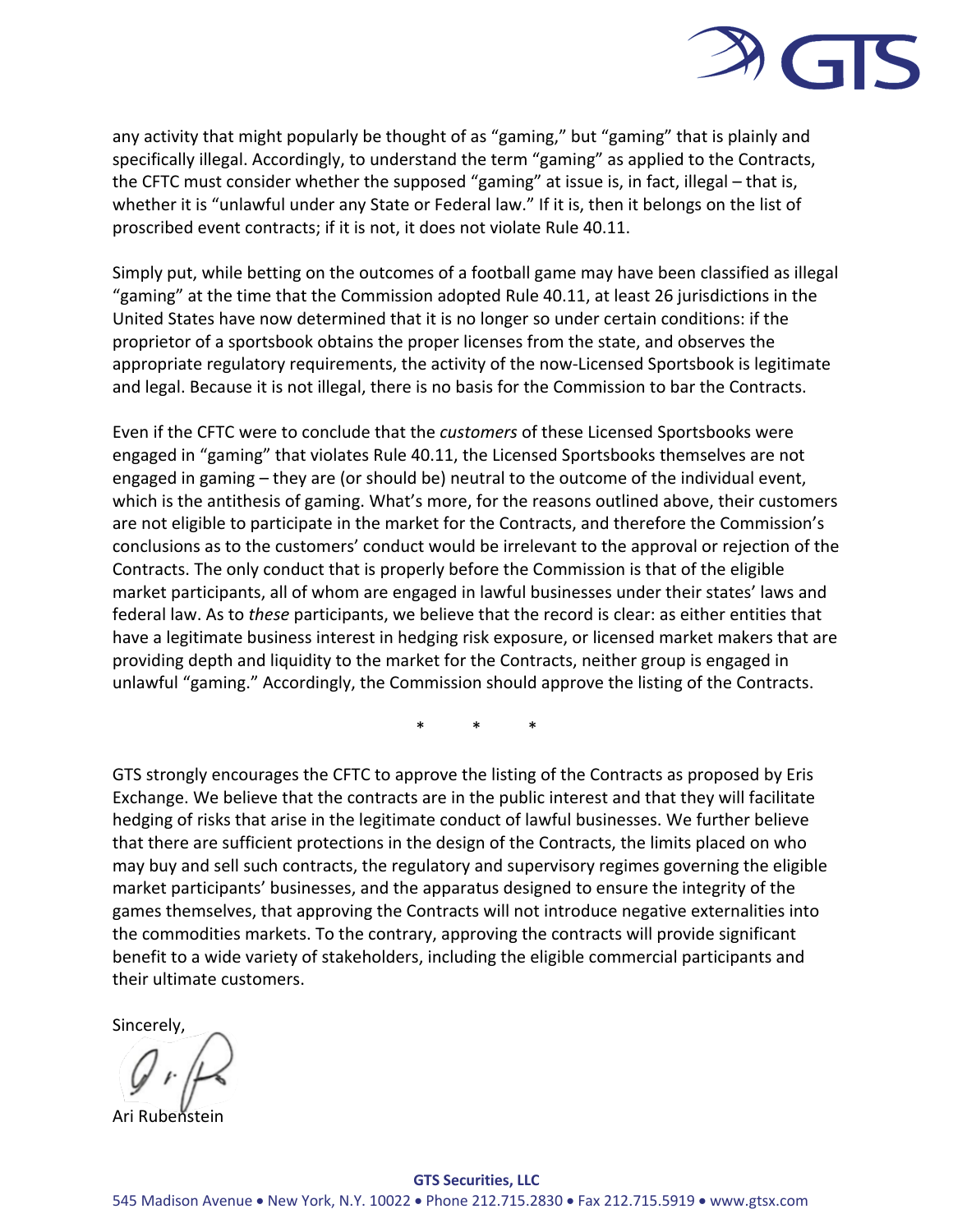any activity that might popularly be thought of as "gaming," but "gaming" that is plainly and specifically illegal. Accordingly, to understand the term "gaming" as applied to the Contracts, the CFTC must consider whether the supposed "gaming" at issue is, in fact, illegal – that is, whether it is "unlawful under any State or Federal law." If it is, then it belongs on the list of proscribed event contracts; if it is not, it does not violate Rule 40.11.

Simply put, while betting on the outcomes of a football game may have been classified as illegal "gaming" at the time that the Commission adopted Rule 40.11, at least 26 jurisdictions in the United States have now determined that it is no longer so under certain conditions: if the proprietor of a sportsbook obtains the proper licenses from the state, and observes the appropriate regulatory requirements, the activity of the now-Licensed Sportsbook is legitimate and legal. Because it is not illegal, there is no basis for the Commission to bar the Contracts.

Even if the CFTC were to conclude that the *customers* of these Licensed Sportsbooks were engaged in "gaming" that violates Rule 40.11, the Licensed Sportsbooks themselves are not engaged in gaming – they are (or should be) neutral to the outcome of the individual event, which is the antithesis of gaming. What's more, for the reasons outlined above, their customers are not eligible to participate in the market for the Contracts, and therefore the Commission's conclusions as to the customers' conduct would be irrelevant to the approval or rejection of the Contracts. The only conduct that is properly before the Commission is that of the eligible market participants, all of whom are engaged in lawful businesses under their states' laws and federal law. As to *these* participants, we believe that the record is clear: as either entities that have a legitimate business interest in hedging risk exposure, or licensed market makers that are providing depth and liquidity to the market for the Contracts, neither group is engaged in unlawful "gaming." Accordingly, the Commission should approve the listing of the Contracts.

\* \* \*

GTS strongly encourages the CFTC to approve the listing of the Contracts as proposed by Eris Exchange. We believe that the contracts are in the public interest and that they will facilitate hedging of risks that arise in the legitimate conduct of lawful businesses. We further believe that there are sufficient protections in the design of the Contracts, the limits placed on who may buy and sell such contracts, the regulatory and supervisory regimes governing the eligible market participants' businesses, and the apparatus designed to ensure the integrity of the games themselves, that approving the Contracts will not introduce negative externalities into the commodities markets. To the contrary, approving the contracts will provide significant benefit to a wide variety of stakeholders, including the eligible commercial participants and their ultimate customers.

Sincerely,

Ari Rubenstein